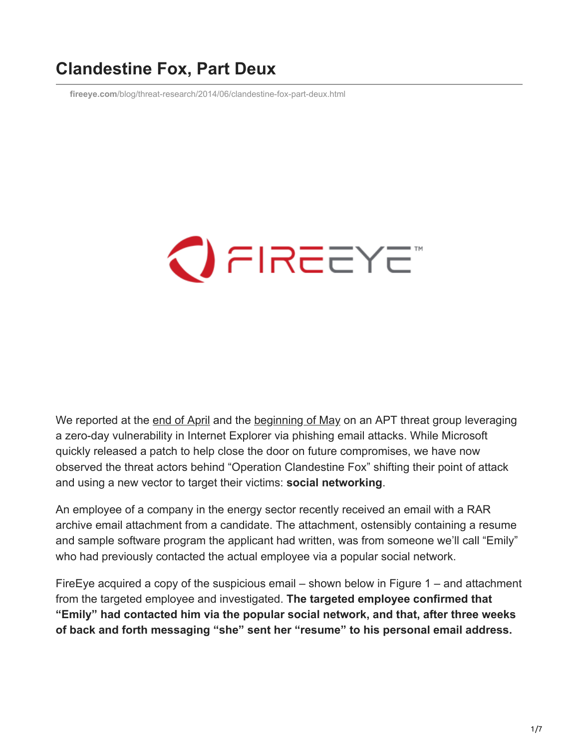# Clandestine Fox, Part Deux

fireeye.com/blog/threat-research/2014/06/clandestine-fox-part-deux.html

We reported at the end of April and the beginning of May on an APT threat group leveraging a zero-day vulnerability in Internet Explorer via phishing email attacks. While Microsoft quickly released a patch to help close the door on future compromises, we have now observed the threat actors behind "Operation Clandestine Fox" shifting their point of attack and using a new vector to target their victims: **social networking**.

An employee of a company in the energy sector recently received an email with a RAR archive email attachment from a candidate. The attachment, ostensibly containing a resume and sample software program the applicant had written, was from someone we'll call "Emily" who had previously contacted the actual employee via a popular social network.

FireEye acquired a copy of the suspicious email – shown below in Figure 1 – and attachment from the targeted employee and investigated. **The targeted employee confirmed that "Emily" had contacted him via the popular social network, and that, after three weeks of back and forth messaging "she" sent her "resume" to his personal email address.**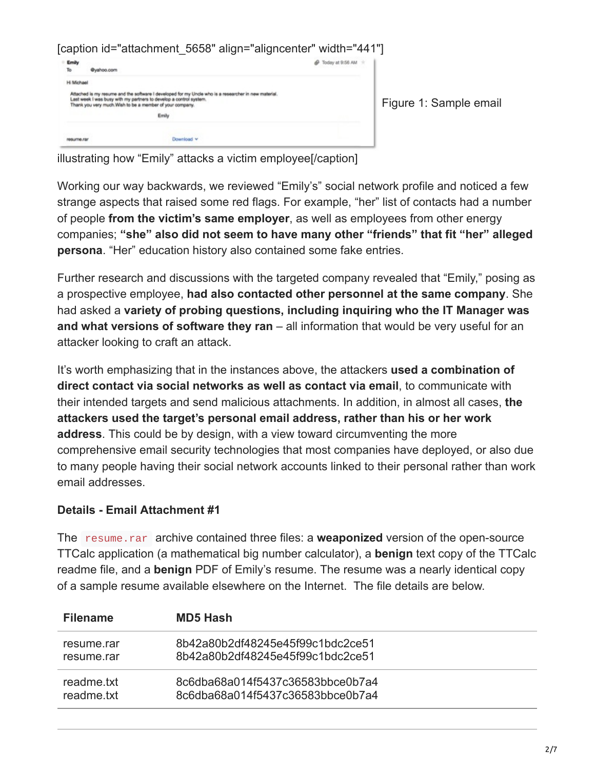[caption id="attachment_5658" align="aligncenter" width="441"]

Figure 1: Sample email illustrating how "Emily" attacks a victim employee[/caption]

Working our way backwards, we reviewed "Emily's" social network profile and noticed a few strange aspects that raised some red flags. For example, "her" list of contacts had a number of people **from the victim's same employer**, as well as employees from other energy companies; **"she" also did not seem to have many other "friends" that fit "her" alleged persona**. "Her" education history also contained some fake entries.

Further research and discussions with the targeted company revealed that "Emily," posing as a prospective employee, **had also contacted other personnel at the same company**. She had asked a **variety of probing questions, including inquiring who the IT Manager was and what versions of software they ran** – all information that would be very useful for an attacker looking to craft an attack.

It's worth emphasizing that in the instances above, the attackers **used a combination of direct contact via social networks as well as contact via email**, to communicate with their intended targets and send malicious attachments. In addition, in almost all cases, **the attackers used the target's personal email address, rather than his or her work address**. This could be by design, with a view toward circumventing the more comprehensive email security technologies that most companies have deployed, or also due to many people having their social network accounts linked to their personal rather than work email addresses.

**Details - Email Attachment #1**

The `resume.rar` archive contained three files: a **weaponized** version of the open-source TTCalc application (a mathematical big number calculator), a **benign** text copy of the TTCalc readme file, and a **benign** PDF of Emily's resume. The resume was a nearly identical copy of a sample resume available elsewhere on the Internet. The file details are below.

| Filename | MD5 Hash |
|---|---|
| resume.rar<br>resume.rar | 8b42a80b2df48245e45f99c1bdc2ce51<br>8b42a80b2df48245e45f99c1bdc2ce51 |
| readme.txt<br>readme.txt | 8c6dba68a014f5437c36583bbce0b7a4<br>8c6dba68a014f5437c36583bbce0b7a4 |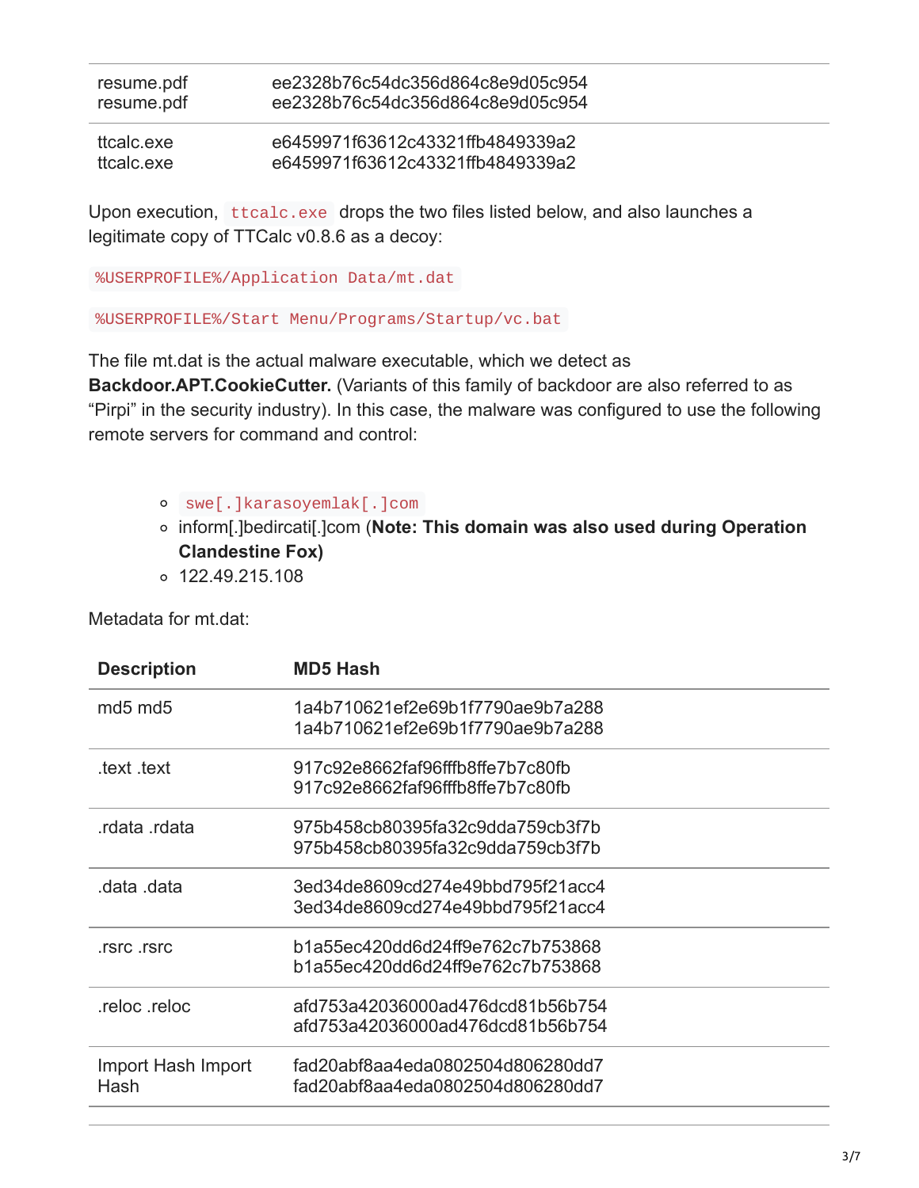| | |
|---|---|
| resume.pdf resume.pdf | ee2328b76c54dc356d864c8e9d05c954 ee2328b76c54dc356d864c8e9d05c954 |
| ttcalc.exe ttcalc.exe | e6459971f63612c43321ffb4849339a2 e6459971f63612c43321ffb4849339a2 |

Upon execution, `ttcalc.exe` drops the two files listed below, and also launches a legitimate copy of TTCalc v0.8.6 as a decoy:

`%USERPROFILE%/Application Data/mt.dat`

`%USERPROFILE%/Start Menu/Programs/Startup/vc.bat`

The file mt.dat is the actual malware executable, which we detect as **Backdoor.APT.CookieCutter.** (Variants of this family of backdoor are also referred to as "Pirpi" in the security industry). In this case, the malware was configured to use the following remote servers for command and control:

- `swe[.]karasoyemlak[.]com`
- inform[.]bedircati[.]com (**Note: This domain was also used during Operation Clandestine Fox)**
- 122.49.215.108

Metadata for mt.dat:

| Description | MD5 Hash |
|---|---|
| md5 md5 | 1a4b710621ef2e69b1f7790ae9b7a288 1a4b710621ef2e69b1f7790ae9b7a288 |
| .text .text | 917c92e8662faf96fffb8ffe7b7c80fb 917c92e8662faf96fffb8ffe7b7c80fb |
| .rdata .rdata | 975b458cb80395fa32c9dda759cb3f7b 975b458cb80395fa32c9dda759cb3f7b |
| .data .data | 3ed34de8609cd274e49bbd795f21acc4 3ed34de8609cd274e49bbd795f21acc4 |
| .rsrc .rsrc | b1a55ec420dd6d24ff9e762c7b753868 b1a55ec420dd6d24ff9e762c7b753868 |
| .reloc .reloc | afd753a42036000ad476dcd81b56b754 afd753a42036000ad476dcd81b56b754 |
| Import Hash Import Hash | fad20abf8aa4eda0802504d806280dd7 fad20abf8aa4eda0802504d806280dd7 |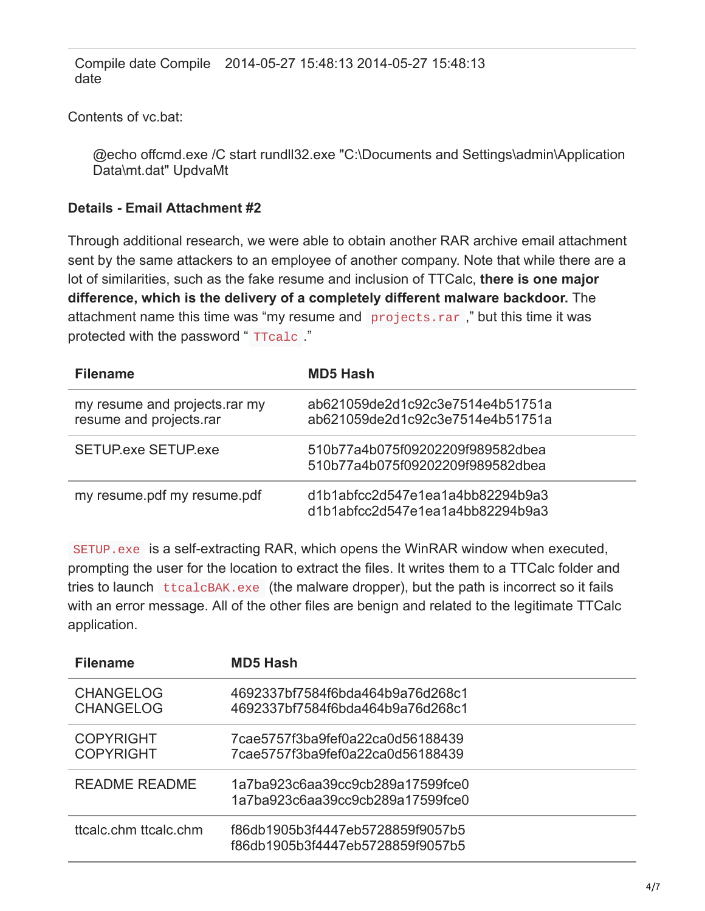| Compile date | 2014-05-27 15:48:13 |
|---|---|

Contents of vc.bat:

> @echo offcmd.exe /C start rundll32.exe "C:\Documents and Settings\admin\Application Data\mt.dat" UpdvaMt

**Details - Email Attachment #2**

Through additional research, we were able to obtain another RAR archive email attachment sent by the same attackers to an employee of another company. Note that while there are a lot of similarities, such as the fake resume and inclusion of TTCalc, **there is one major difference, which is the delivery of a completely different malware backdoor.** The attachment name this time was "my resume and `projects.rar`," but this time it was protected with the password "`TTcalc`."

| Filename | MD5 Hash |
|---|---|
| my resume and projects.rar | ab621059de2d1c92c3e7514e4b51751a |
| SETUP.exe | 510b77a4b075f09202209f989582dbea |
| my resume.pdf | d1b1abfcc2d547e1ea1a4bb82294b9a3 |

`SETUP.exe` is a self-extracting RAR, which opens the WinRAR window when executed, prompting the user for the location to extract the files. It writes them to a TTCalc folder and tries to launch `ttcalcBAK.exe` (the malware dropper), but the path is incorrect so it fails with an error message. All of the other files are benign and related to the legitimate TTCalc application.

| Filename | MD5 Hash |
|---|---|
| CHANGELOG | 4692337bf7584f6bda464b9a76d268c1 |
| COPYRIGHT | 7cae5757f3ba9fef0a22ca0d56188439 |
| README | 1a7ba923c6aa39cc9cb289a17599fce0 |
| ttcalc.chm | f86db1905b3f4447eb5728859f9057b5 |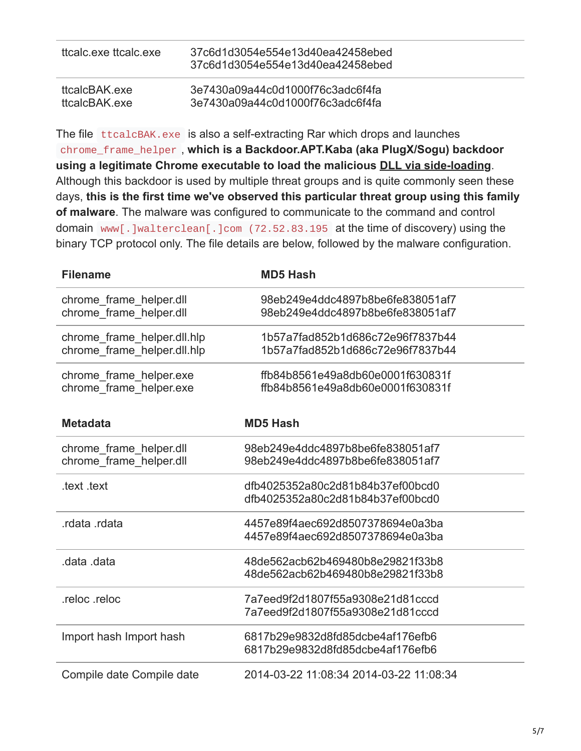| | |
|---|---|
| ttcalc.exe ttcalc.exe | 37c6d1d3054e554e13d40ea42458ebed 37c6d1d3054e554e13d40ea42458ebed |
| ttcalcBAK.exe ttcalcBAK.exe | 3e7430a09a44c0d1000f76c3adc6f4fa 3e7430a09a44c0d1000f76c3adc6f4fa |

The file `ttcalcBAK.exe` is also a self-extracting Rar which drops and launches `chrome_frame_helper`, **which is a Backdoor.APT.Kaba (aka PlugX/Sogu) backdoor using a legitimate Chrome executable to load the malicious DLL via side-loading**. Although this backdoor is used by multiple threat groups and is quite commonly seen these days, **this is the first time we've observed this particular threat group using this family of malware**. The malware was configured to communicate to the command and control domain `www[.]walterclean[.]com (72.52.83.195` at the time of discovery) using the binary TCP protocol only. The file details are below, followed by the malware configuration.

| Filename | MD5 Hash |
|---|---|
| chrome_frame_helper.dll chrome_frame_helper.dll | 98eb249e4ddc4897b8be6fe838051af7 98eb249e4ddc4897b8be6fe838051af7 |
| chrome_frame_helper.dll.hlp chrome_frame_helper.dll.hlp | 1b57a7fad852b1d686c72e96f7837b44 1b57a7fad852b1d686c72e96f7837b44 |
| chrome_frame_helper.exe chrome_frame_helper.exe | ffb84b8561e49a8db60e0001f630831f ffb84b8561e49a8db60e0001f630831f |

| Metadata | MD5 Hash |
|---|---|
| chrome_frame_helper.dll chrome_frame_helper.dll | 98eb249e4ddc4897b8be6fe838051af7 98eb249e4ddc4897b8be6fe838051af7 |
| .text .text | dfb4025352a80c2d81b84b37ef00bcd0 dfb4025352a80c2d81b84b37ef00bcd0 |
| .rdata .rdata | 4457e89f4aec692d8507378694e0a3ba 4457e89f4aec692d8507378694e0a3ba |
| .data .data | 48de562acb62b469480b8e29821f33b8 48de562acb62b469480b8e29821f33b8 |
| .reloc .reloc | 7a7eed9f2d1807f55a9308e21d81cccd 7a7eed9f2d1807f55a9308e21d81cccd |
| Import hash Import hash | 6817b29e9832d8fd85dcbe4af176efb6 6817b29e9832d8fd85dcbe4af176efb6 |
| Compile date Compile date | 2014-03-22 11:08:34 2014-03-22 11:08:34 |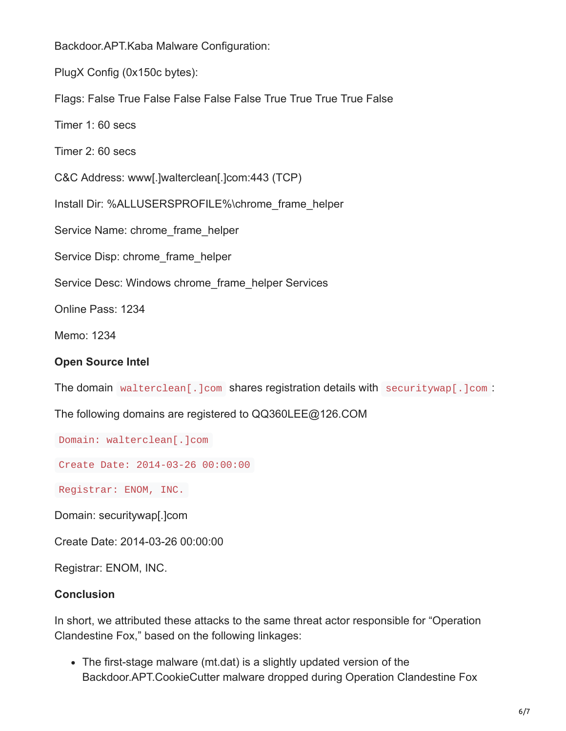Backdoor.APT.Kaba Malware Configuration:

PlugX Config (0x150c bytes):

Flags: False True False False False False True True True True False

Timer 1: 60 secs

Timer 2: 60 secs

C&C Address: www[.]walterclean[.]com:443 (TCP)

Install Dir: %ALLUSERSPROFILE%\chrome_frame_helper

Service Name: chrome_frame_helper

Service Disp: chrome_frame_helper

Service Desc: Windows chrome_frame_helper Services

Online Pass: 1234

Memo: 1234

**Open Source Intel**

The domain `walterclean[.]com` shares registration details with `securitywap[.]com`:

The following domains are registered to QQ360LEE@126.COM

`Domain: walterclean[.]com`

`Create Date: 2014-03-26 00:00:00`

`Registrar: ENOM, INC.`

Domain: securitywap[.]com

Create Date: 2014-03-26 00:00:00

Registrar: ENOM, INC.

**Conclusion**

In short, we attributed these attacks to the same threat actor responsible for "Operation Clandestine Fox," based on the following linkages:

- The first-stage malware (mt.dat) is a slightly updated version of the Backdoor.APT.CookieCutter malware dropped during Operation Clandestine Fox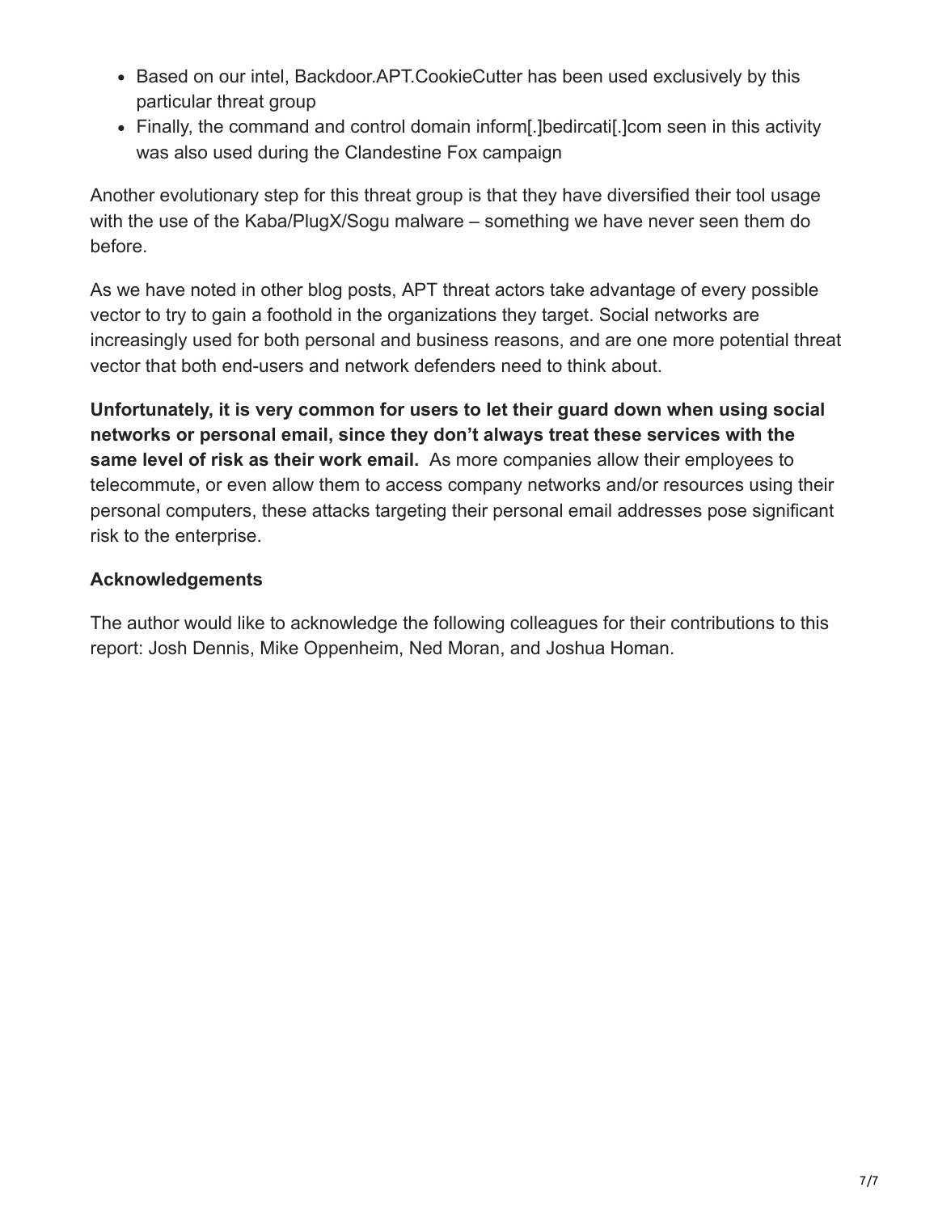- Based on our intel, Backdoor.APT.CookieCutter has been used exclusively by this particular threat group
- Finally, the command and control domain inform[.]bedircati[.]com seen in this activity was also used during the Clandestine Fox campaign

Another evolutionary step for this threat group is that they have diversified their tool usage with the use of the Kaba/PlugX/Sogu malware – something we have never seen them do before.

As we have noted in other blog posts, APT threat actors take advantage of every possible vector to try to gain a foothold in the organizations they target. Social networks are increasingly used for both personal and business reasons, and are one more potential threat vector that both end-users and network defenders need to think about.

**Unfortunately, it is very common for users to let their guard down when using social networks or personal email, since they don't always treat these services with the same level of risk as their work email.** As more companies allow their employees to telecommute, or even allow them to access company networks and/or resources using their personal computers, these attacks targeting their personal email addresses pose significant risk to the enterprise.

**Acknowledgements**

The author would like to acknowledge the following colleagues for their contributions to this report: Josh Dennis, Mike Oppenheim, Ned Moran, and Joshua Homan.